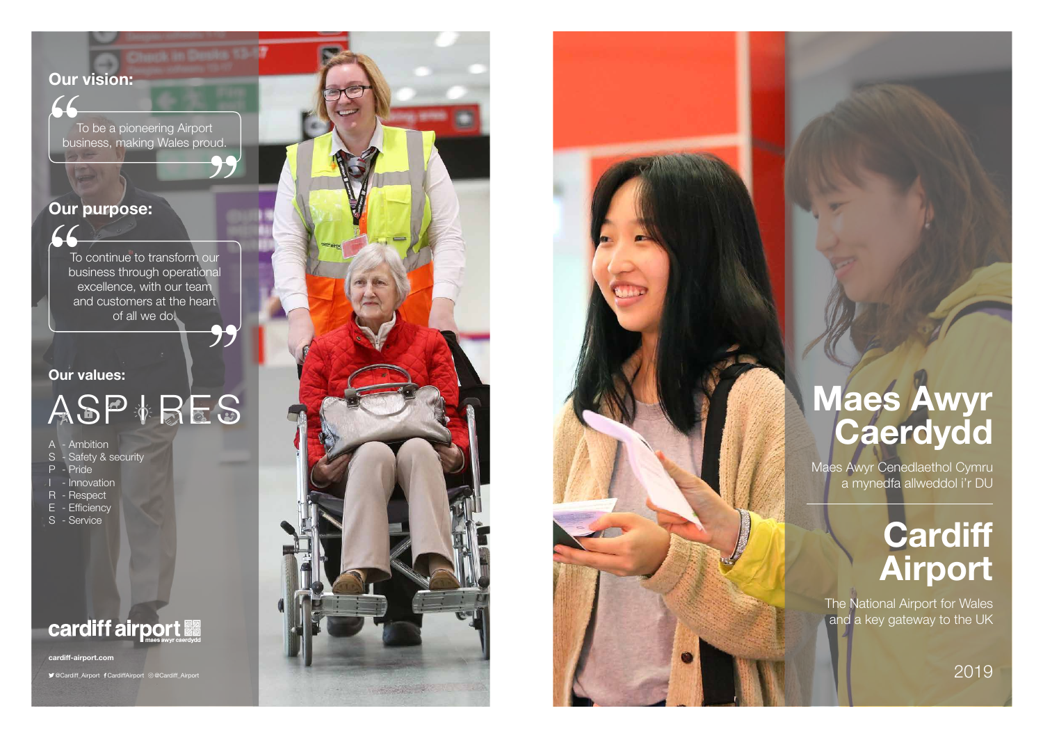## Our vision:

> To be a pioneering Airport business, making Wales proud.

## Our purpose:

> To continue to transform our business through operational excellence, with our team and customers at the heart of all we do.

## Our values:

ASPIRES

- A - Ambition
- S - Safety & security
- P - Pride
- I - Innovation
- R - Respect
- E - Efficiency
- S - Service

cardiff airport
maes awyr caerdydd

cardiff-airport.com

@Cardiff_Airport CardiffAirport @Cardiff_Airport

# Maes Awyr Caerdydd

Maes Awyr Cenedlaethol Cymru a mynedfa allweddol i'r DU

# Cardiff Airport

The National Airport for Wales and a key gateway to the UK

2019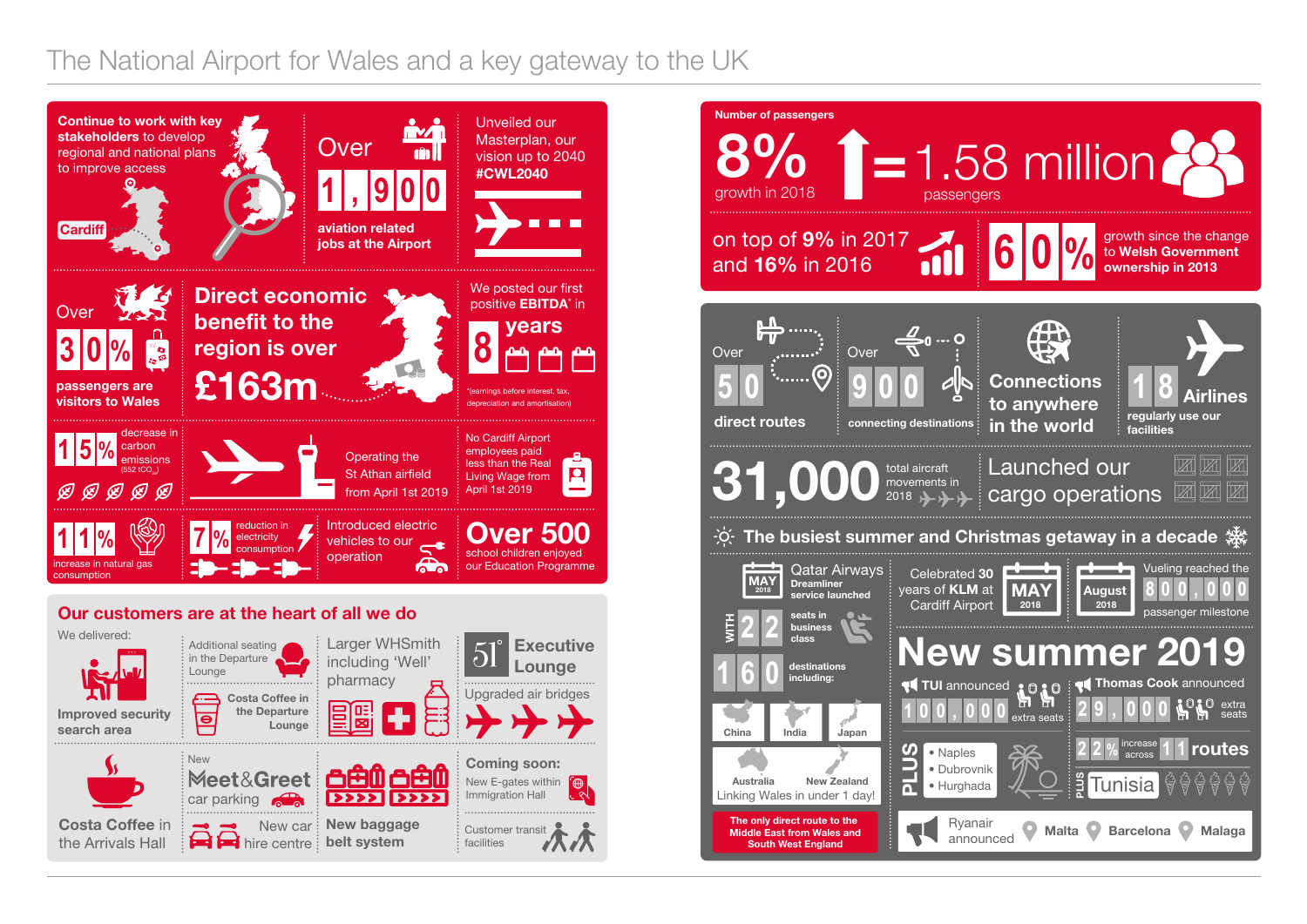# The National Airport for Wales and a key gateway to the UK

**Continue to work with key stakeholders** to develop regional and national plans to improve access

Cardiff

Over **1,900** aviation related jobs at the Airport

Unveiled our Masterplan, our vision up to 2040 **#CWL2040**

Over **30%** passengers are visitors to Wales

**Direct economic benefit to the region is over £163m**

We posted our first positive **EBITDA*** in **8 years**

*(earnings before interest, tax, depreciation and amortisation)

**15%** decrease in carbon emissions (552 $tCO_2$)

Operating the St Athan airfield from April 1st 2019

No Cardiff Airport employees paid less than the Real Living Wage from April 1st 2019

**11%** increase in natural gas consumption

**7%** reduction in electricity consumption

Introduced electric vehicles to our operation

**Over 500** school children enjoyed our Education Programme

## Our customers are at the heart of all we do

We delivered:

**Improved security search area**

Additional seating in the Departure Lounge

**Costa Coffee in the Departure Lounge**

Larger WHSmith including 'Well' pharmacy

**Executive Lounge**

Upgraded air bridges

**Costa Coffee** in the Arrivals Hall

New **Meet&Greet** car parking

New car hire centre

**New baggage belt system**

**Coming soon:**

New E-gates within Immigration Hall

Customer transit facilities

**Number of passengers**

**8%** growth in 2018 = **1.58 million** passengers

on top of **9%** in 2017 and **16%** in 2016

**60%** growth since the change to **Welsh Government ownership in 2013**

Over **50** direct routes

Over **900** connecting destinations

**Connections to anywhere in the world**

**18 Airlines** regularly use our facilities

**31,000** total aircraft movements in 2018

Launched our cargo operations

**The busiest summer and Christmas getaway in a decade**

MAY 2018 — Qatar Airways **Dreamliner service launched**

WITH **22** seats in business class

**160** destinations including:

China, India, Japan, Australia, New Zealand

Linking Wales in under 1 day!

**The only direct route to the Middle East from Wales and South West England**

Celebrated **30** years of **KLM** at Cardiff Airport — MAY 2018

August 2018 — Vueling reached the **800,000** passenger milestone

# New summer 2019

**TUI** announced **100,000** extra seats

**Thomas Cook** announced **29,000** extra seats

PLUS
- Naples
- Dubrovnik
- Hurghada

**22%** increase across **11 routes**

PLUS Tunisia

Ryanair announced — **Malta**, **Barcelona**, **Malaga**